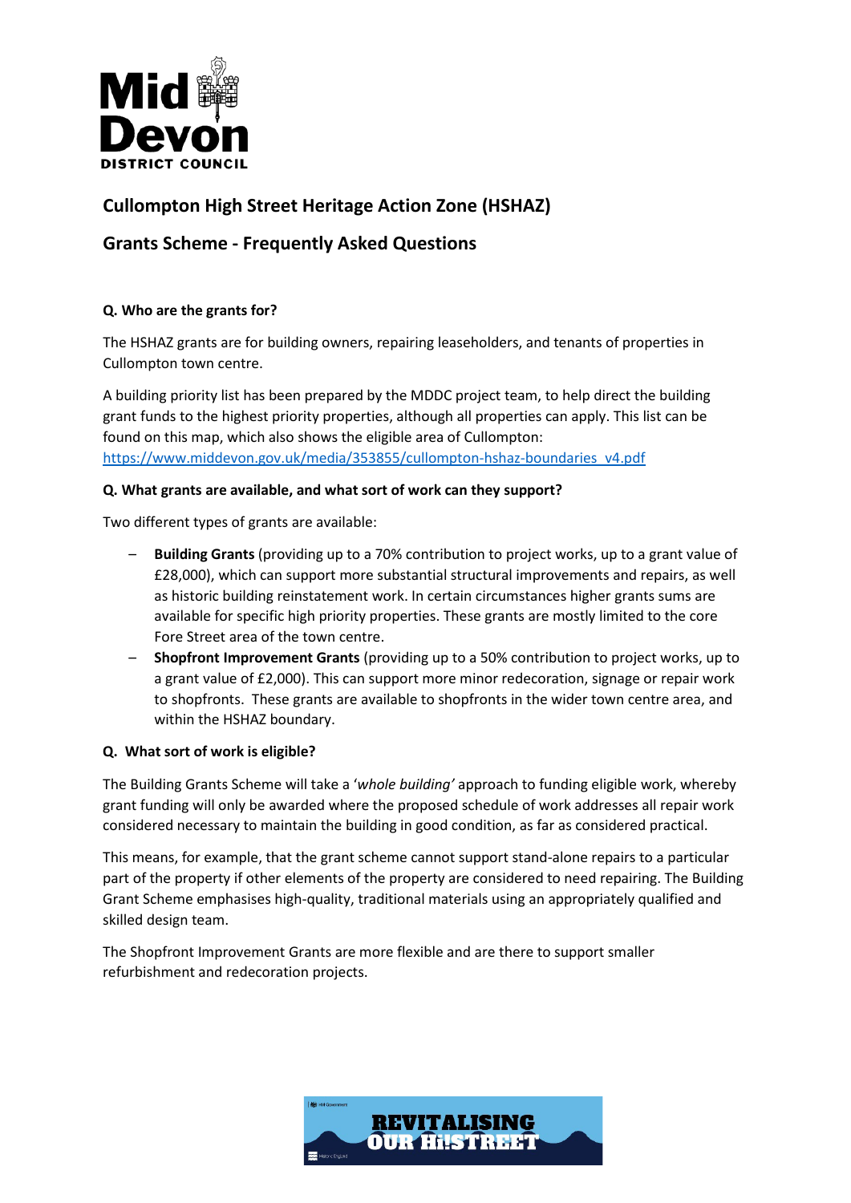# Cullompton High Street Heritage Action Zone (HSHAZ)

## Grants Scheme - Frequently Asked Questions

**Q. Who are the grants for?**

The HSHAZ grants are for building owners, repairing leaseholders, and tenants of properties in Cullompton town centre.

A building priority list has been prepared by the MDDC project team, to help direct the building grant funds to the highest priority properties, although all properties can apply. This list can be found on this map, which also shows the eligible area of Cullompton: https://www.middevon.gov.uk/media/353855/cullompton-hshaz-boundaries_v4.pdf

**Q. What grants are available, and what sort of work can they support?**

Two different types of grants are available:

- **Building Grants** (providing up to a 70% contribution to project works, up to a grant value of £28,000), which can support more substantial structural improvements and repairs, as well as historic building reinstatement work. In certain circumstances higher grants sums are available for specific high priority properties. These grants are mostly limited to the core Fore Street area of the town centre.
- **Shopfront Improvement Grants** (providing up to a 50% contribution to project works, up to a grant value of £2,000). This can support more minor redecoration, signage or repair work to shopfronts. These grants are available to shopfronts in the wider town centre area, and within the HSHAZ boundary.

**Q. What sort of work is eligible?**

The Building Grants Scheme will take a '*whole building'* approach to funding eligible work, whereby grant funding will only be awarded where the proposed schedule of work addresses all repair work considered necessary to maintain the building in good condition, as far as considered practical.

This means, for example, that the grant scheme cannot support stand-alone repairs to a particular part of the property if other elements of the property are considered to need repairing. The Building Grant Scheme emphasises high-quality, traditional materials using an appropriately qualified and skilled design team.

The Shopfront Improvement Grants are more flexible and are there to support smaller refurbishment and redecoration projects.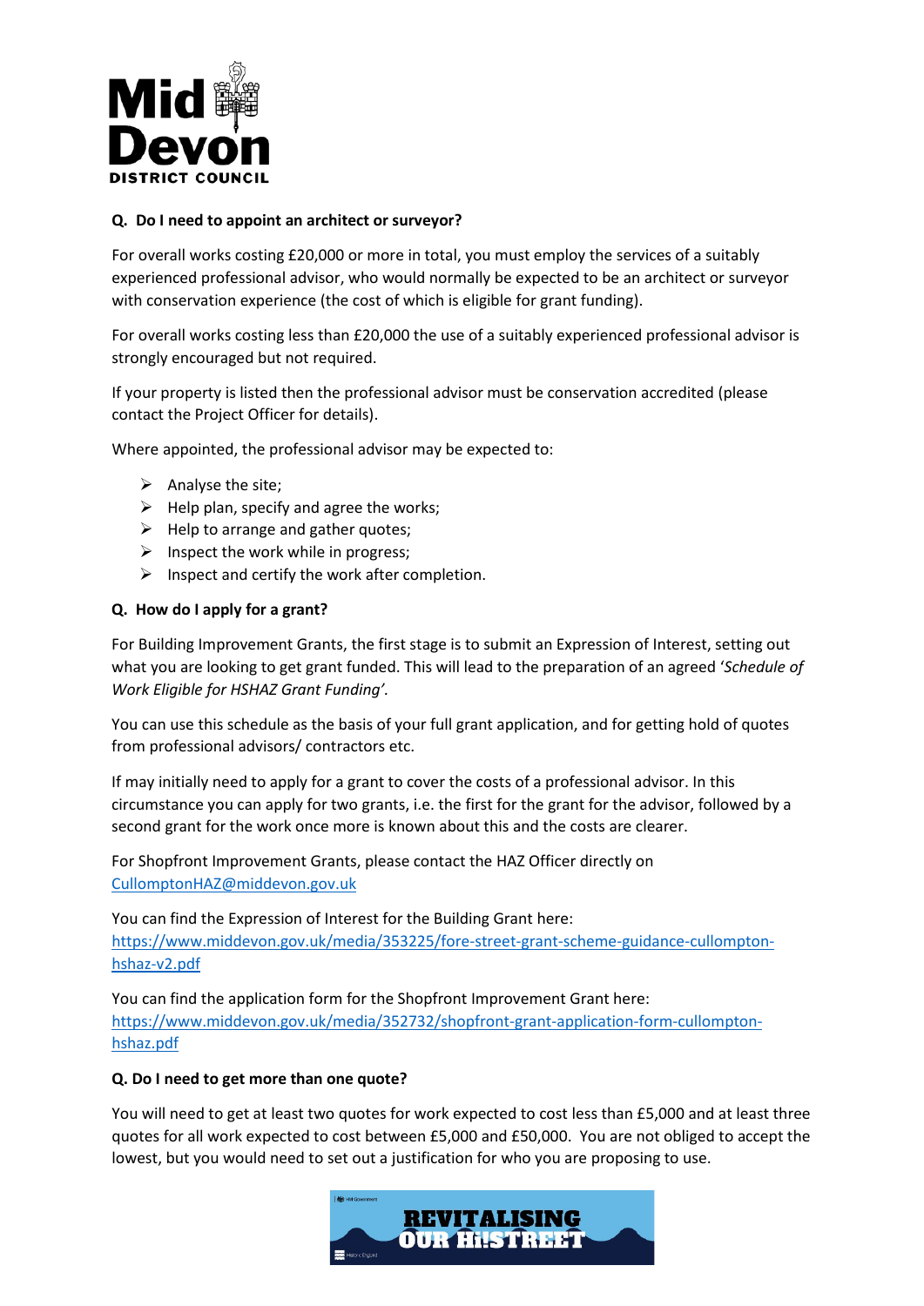**Q. Do I need to appoint an architect or surveyor?**

For overall works costing £20,000 or more in total, you must employ the services of a suitably experienced professional advisor, who would normally be expected to be an architect or surveyor with conservation experience (the cost of which is eligible for grant funding).

For overall works costing less than £20,000 the use of a suitably experienced professional advisor is strongly encouraged but not required.

If your property is listed then the professional advisor must be conservation accredited (please contact the Project Officer for details).

Where appointed, the professional advisor may be expected to:

- Analyse the site;
- Help plan, specify and agree the works;
- Help to arrange and gather quotes;
- Inspect the work while in progress;
- Inspect and certify the work after completion.

**Q. How do I apply for a grant?**

For Building Improvement Grants, the first stage is to submit an Expression of Interest, setting out what you are looking to get grant funded. This will lead to the preparation of an agreed '*Schedule of Work Eligible for HSHAZ Grant Funding'*.

You can use this schedule as the basis of your full grant application, and for getting hold of quotes from professional advisors/ contractors etc.

If may initially need to apply for a grant to cover the costs of a professional advisor. In this circumstance you can apply for two grants, i.e. the first for the grant for the advisor, followed by a second grant for the work once more is known about this and the costs are clearer.

For Shopfront Improvement Grants, please contact the HAZ Officer directly on CullomptonHAZ@middevon.gov.uk

You can find the Expression of Interest for the Building Grant here: https://www.middevon.gov.uk/media/353225/fore-street-grant-scheme-guidance-cullompton-hshaz-v2.pdf

You can find the application form for the Shopfront Improvement Grant here: https://www.middevon.gov.uk/media/352732/shopfront-grant-application-form-cullompton-hshaz.pdf

**Q. Do I need to get more than one quote?**

You will need to get at least two quotes for work expected to cost less than £5,000 and at least three quotes for all work expected to cost between £5,000 and £50,000. You are not obliged to accept the lowest, but you would need to set out a justification for who you are proposing to use.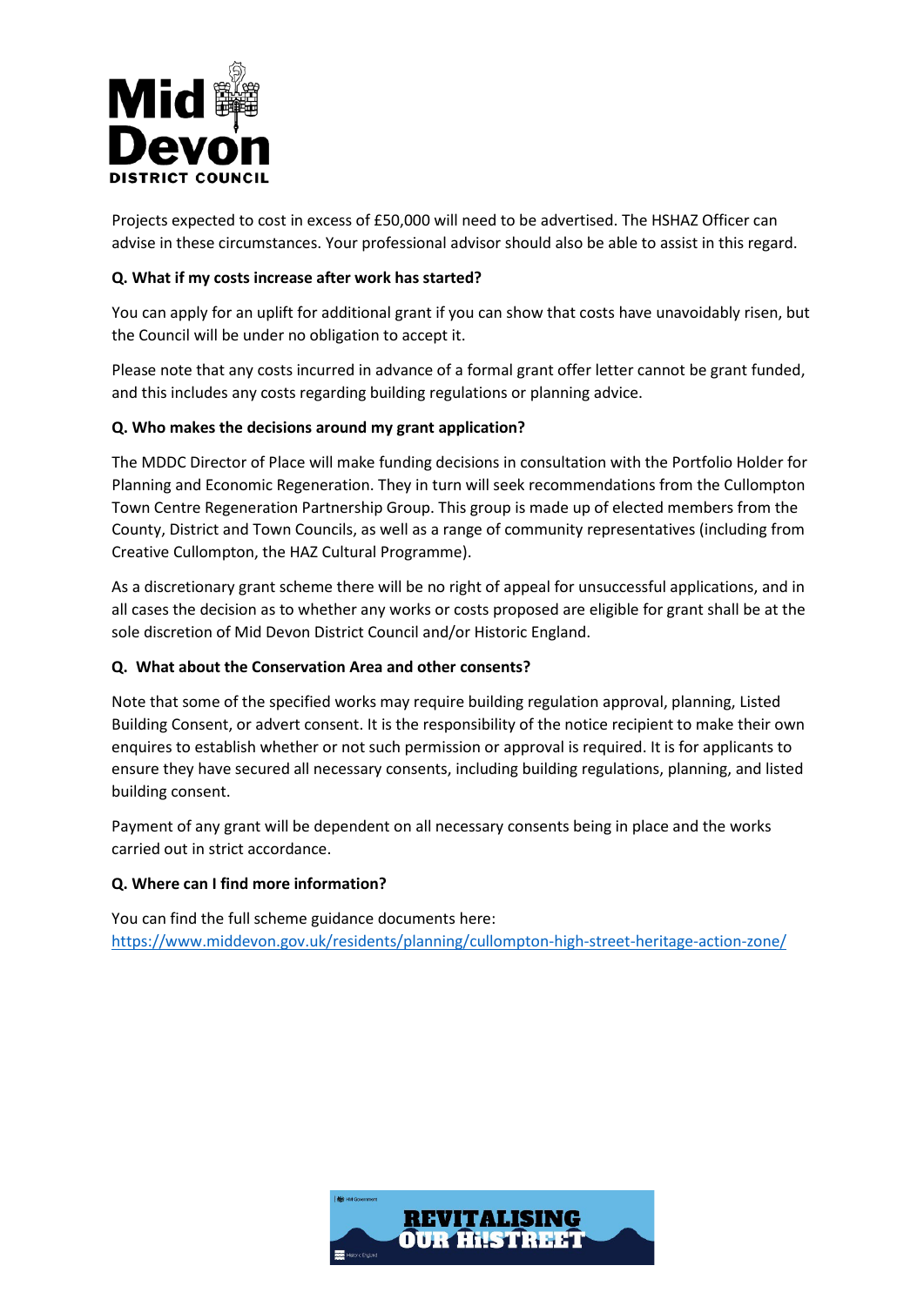Projects expected to cost in excess of £50,000 will need to be advertised. The HSHAZ Officer can advise in these circumstances. Your professional advisor should also be able to assist in this regard.

**Q. What if my costs increase after work has started?**

You can apply for an uplift for additional grant if you can show that costs have unavoidably risen, but the Council will be under no obligation to accept it.

Please note that any costs incurred in advance of a formal grant offer letter cannot be grant funded, and this includes any costs regarding building regulations or planning advice.

**Q. Who makes the decisions around my grant application?**

The MDDC Director of Place will make funding decisions in consultation with the Portfolio Holder for Planning and Economic Regeneration. They in turn will seek recommendations from the Cullompton Town Centre Regeneration Partnership Group. This group is made up of elected members from the County, District and Town Councils, as well as a range of community representatives (including from Creative Cullompton, the HAZ Cultural Programme).

As a discretionary grant scheme there will be no right of appeal for unsuccessful applications, and in all cases the decision as to whether any works or costs proposed are eligible for grant shall be at the sole discretion of Mid Devon District Council and/or Historic England.

**Q. What about the Conservation Area and other consents?**

Note that some of the specified works may require building regulation approval, planning, Listed Building Consent, or advert consent. It is the responsibility of the notice recipient to make their own enquires to establish whether or not such permission or approval is required. It is for applicants to ensure they have secured all necessary consents, including building regulations, planning, and listed building consent.

Payment of any grant will be dependent on all necessary consents being in place and the works carried out in strict accordance.

**Q. Where can I find more information?**

You can find the full scheme guidance documents here:
https://www.middevon.gov.uk/residents/planning/cullompton-high-street-heritage-action-zone/